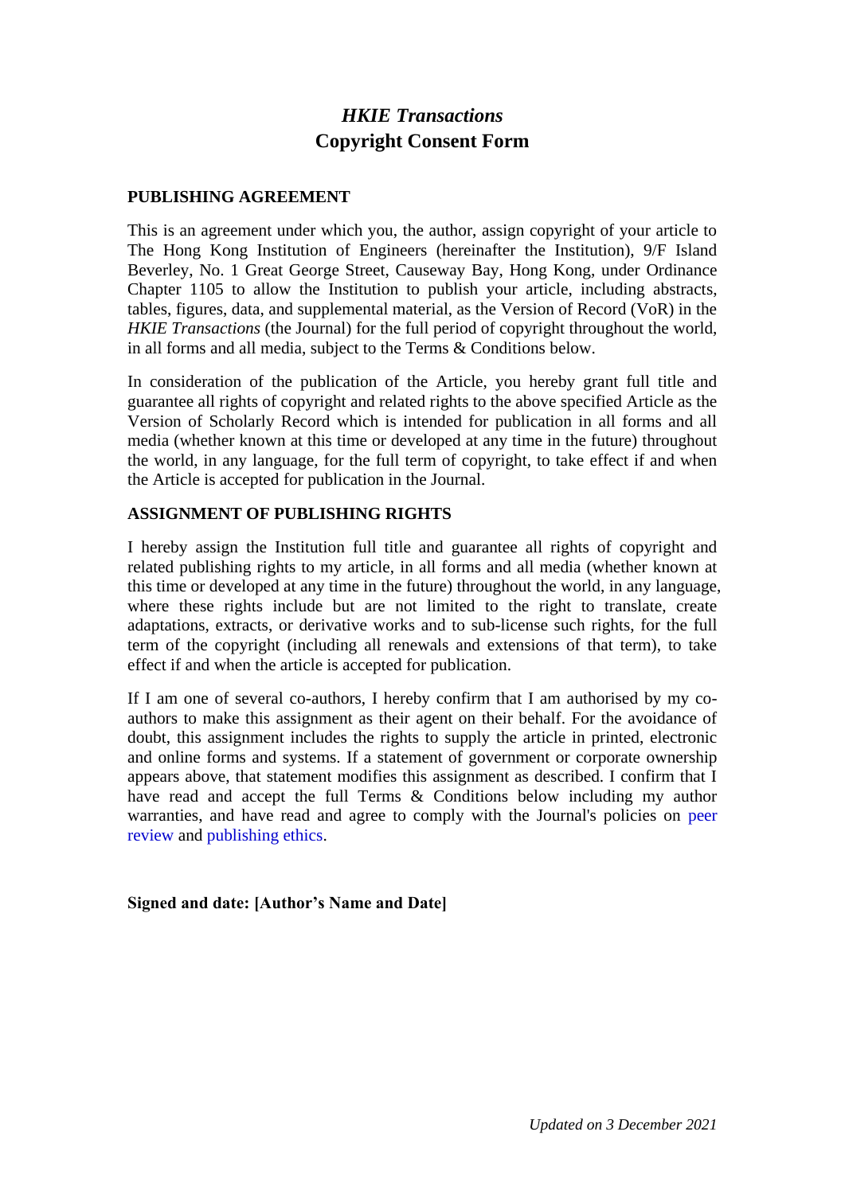# *HKIE Transactions*
# Copyright Consent Form

## PUBLISHING AGREEMENT

This is an agreement under which you, the author, assign copyright of your article to The Hong Kong Institution of Engineers (hereinafter the Institution), 9/F Island Beverley, No. 1 Great George Street, Causeway Bay, Hong Kong, under Ordinance Chapter 1105 to allow the Institution to publish your article, including abstracts, tables, figures, data, and supplemental material, as the Version of Record (VoR) in the *HKIE Transactions* (the Journal) for the full period of copyright throughout the world, in all forms and all media, subject to the Terms & Conditions below.

In consideration of the publication of the Article, you hereby grant full title and guarantee all rights of copyright and related rights to the above specified Article as the Version of Scholarly Record which is intended for publication in all forms and all media (whether known at this time or developed at any time in the future) throughout the world, in any language, for the full term of copyright, to take effect if and when the Article is accepted for publication in the Journal.

## ASSIGNMENT OF PUBLISHING RIGHTS

I hereby assign the Institution full title and guarantee all rights of copyright and related publishing rights to my article, in all forms and all media (whether known at this time or developed at any time in the future) throughout the world, in any language, where these rights include but are not limited to the right to translate, create adaptations, extracts, or derivative works and to sub-license such rights, for the full term of the copyright (including all renewals and extensions of that term), to take effect if and when the article is accepted for publication.

If I am one of several co-authors, I hereby confirm that I am authorised by my co-authors to make this assignment as their agent on their behalf. For the avoidance of doubt, this assignment includes the rights to supply the article in printed, electronic and online forms and systems. If a statement of government or corporate ownership appears above, that statement modifies this assignment as described. I confirm that I have read and accept the full Terms & Conditions below including my author warranties, and have read and agree to comply with the Journal's policies on peer review and publishing ethics.

**Signed and date: [Author's Name and Date]**

*Updated on 3 December 2021*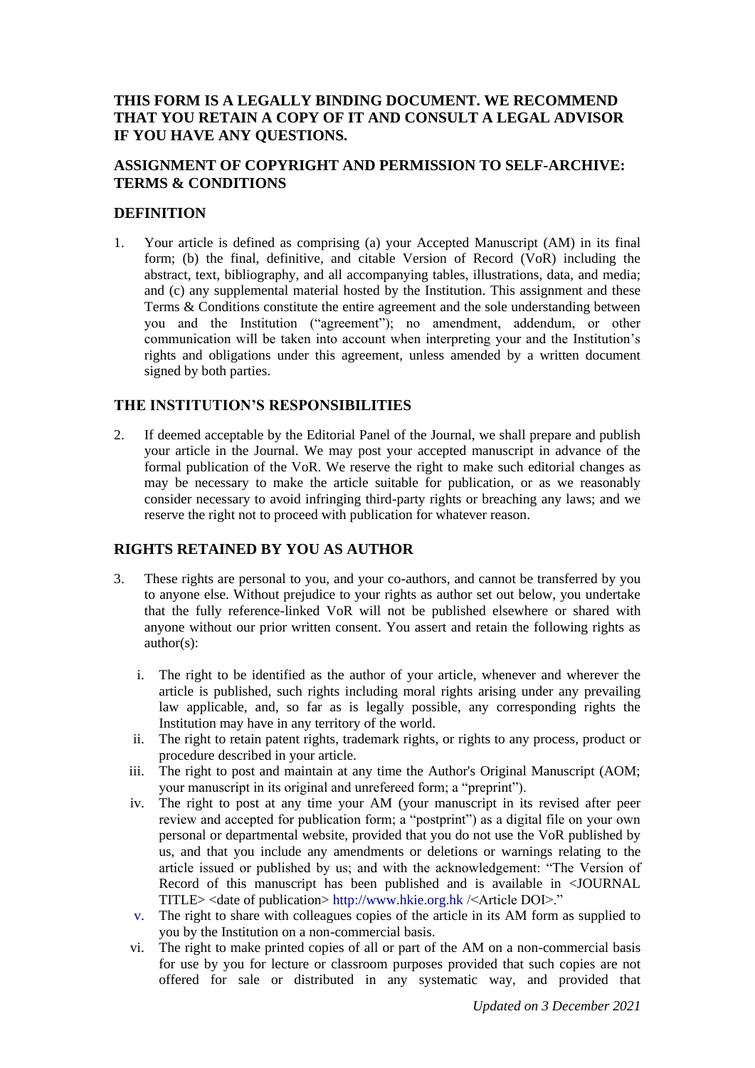## THIS FORM IS A LEGALLY BINDING DOCUMENT. WE RECOMMEND THAT YOU RETAIN A COPY OF IT AND CONSULT A LEGAL ADVISOR IF YOU HAVE ANY QUESTIONS.

## ASSIGNMENT OF COPYRIGHT AND PERMISSION TO SELF-ARCHIVE: TERMS & CONDITIONS

## DEFINITION

1. Your article is defined as comprising (a) your Accepted Manuscript (AM) in its final form; (b) the final, definitive, and citable Version of Record (VoR) including the abstract, text, bibliography, and all accompanying tables, illustrations, data, and media; and (c) any supplemental material hosted by the Institution. This assignment and these Terms & Conditions constitute the entire agreement and the sole understanding between you and the Institution ("agreement"); no amendment, addendum, or other communication will be taken into account when interpreting your and the Institution's rights and obligations under this agreement, unless amended by a written document signed by both parties.

## THE INSTITUTION'S RESPONSIBILITIES

2. If deemed acceptable by the Editorial Panel of the Journal, we shall prepare and publish your article in the Journal. We may post your accepted manuscript in advance of the formal publication of the VoR. We reserve the right to make such editorial changes as may be necessary to make the article suitable for publication, or as we reasonably consider necessary to avoid infringing third-party rights or breaching any laws; and we reserve the right not to proceed with publication for whatever reason.

## RIGHTS RETAINED BY YOU AS AUTHOR

3. These rights are personal to you, and your co-authors, and cannot be transferred by you to anyone else. Without prejudice to your rights as author set out below, you undertake that the fully reference-linked VoR will not be published elsewhere or shared with anyone without our prior written consent. You assert and retain the following rights as author(s):

   i. The right to be identified as the author of your article, whenever and wherever the article is published, such rights including moral rights arising under any prevailing law applicable, and, so far as is legally possible, any corresponding rights the Institution may have in any territory of the world.

   ii. The right to retain patent rights, trademark rights, or rights to any process, product or procedure described in your article.

   iii. The right to post and maintain at any time the Author's Original Manuscript (AOM; your manuscript in its original and unrefereed form; a "preprint").

   iv. The right to post at any time your AM (your manuscript in its revised after peer review and accepted for publication form; a "postprint") as a digital file on your own personal or departmental website, provided that you do not use the VoR published by us, and that you include any amendments or deletions or warnings relating to the article issued or published by us; and with the acknowledgement: "The Version of Record of this manuscript has been published and is available in <JOURNAL TITLE> <date of publication> http://www.hkie.org.hk /<Article DOI>."

   v. The right to share with colleagues copies of the article in its AM form as supplied to you by the Institution on a non-commercial basis.

   vi. The right to make printed copies of all or part of the AM on a non-commercial basis for use by you for lecture or classroom purposes provided that such copies are not offered for sale or distributed in any systematic way, and provided that

*Updated on 3 December 2021*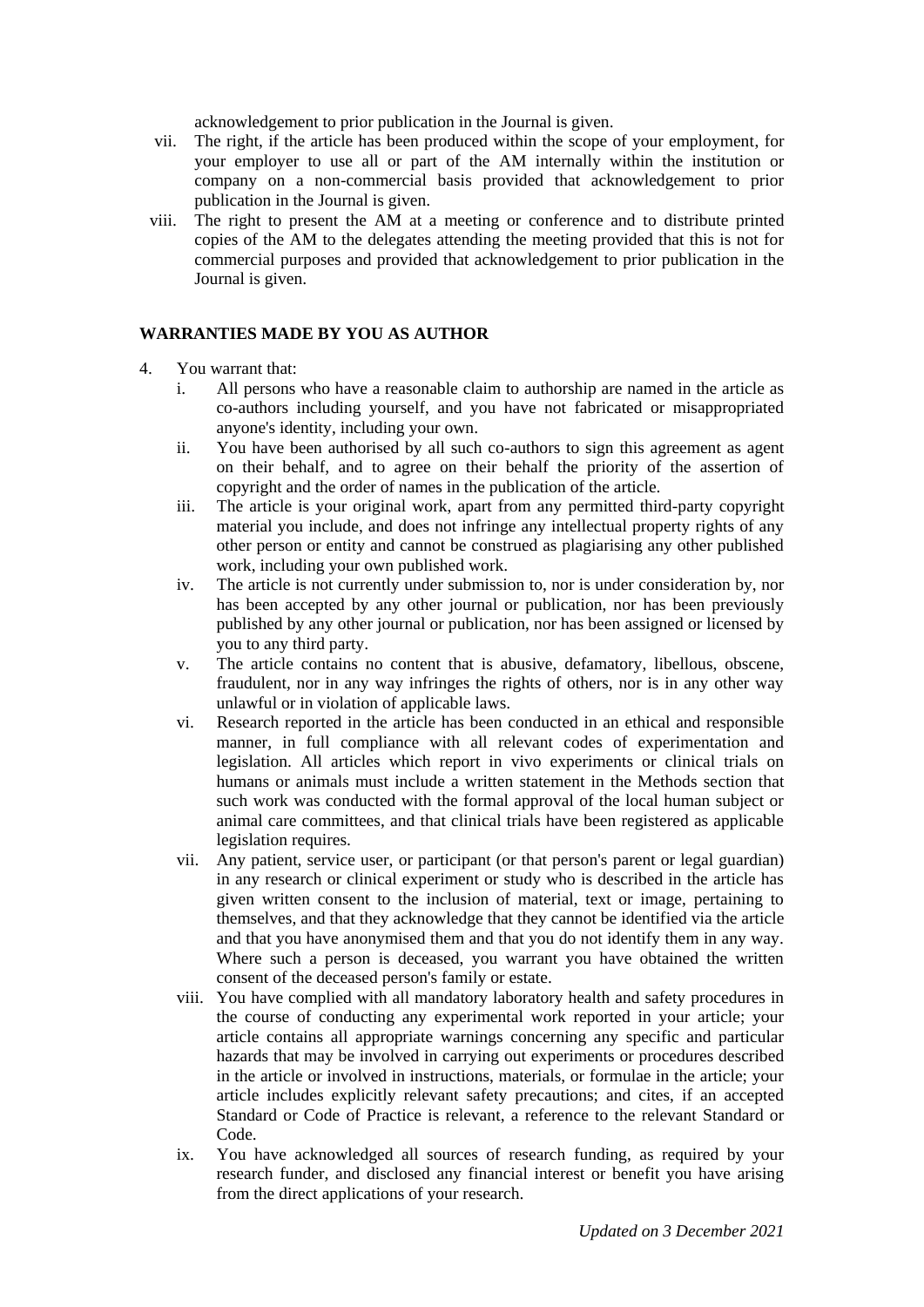acknowledgement to prior publication in the Journal is given.

vii. The right, if the article has been produced within the scope of your employment, for your employer to use all or part of the AM internally within the institution or company on a non-commercial basis provided that acknowledgement to prior publication in the Journal is given.

viii. The right to present the AM at a meeting or conference and to distribute printed copies of the AM to the delegates attending the meeting provided that this is not for commercial purposes and provided that acknowledgement to prior publication in the Journal is given.

## WARRANTIES MADE BY YOU AS AUTHOR

4. You warrant that:
   i. All persons who have a reasonable claim to authorship are named in the article as co-authors including yourself, and you have not fabricated or misappropriated anyone's identity, including your own.
   ii. You have been authorised by all such co-authors to sign this agreement as agent on their behalf, and to agree on their behalf the priority of the assertion of copyright and the order of names in the publication of the article.
   iii. The article is your original work, apart from any permitted third-party copyright material you include, and does not infringe any intellectual property rights of any other person or entity and cannot be construed as plagiarising any other published work, including your own published work.
   iv. The article is not currently under submission to, nor is under consideration by, nor has been accepted by any other journal or publication, nor has been previously published by any other journal or publication, nor has been assigned or licensed by you to any third party.
   v. The article contains no content that is abusive, defamatory, libellous, obscene, fraudulent, nor in any way infringes the rights of others, nor is in any other way unlawful or in violation of applicable laws.
   vi. Research reported in the article has been conducted in an ethical and responsible manner, in full compliance with all relevant codes of experimentation and legislation. All articles which report in vivo experiments or clinical trials on humans or animals must include a written statement in the Methods section that such work was conducted with the formal approval of the local human subject or animal care committees, and that clinical trials have been registered as applicable legislation requires.
   vii. Any patient, service user, or participant (or that person's parent or legal guardian) in any research or clinical experiment or study who is described in the article has given written consent to the inclusion of material, text or image, pertaining to themselves, and that they acknowledge that they cannot be identified via the article and that you have anonymised them and that you do not identify them in any way. Where such a person is deceased, you warrant you have obtained the written consent of the deceased person's family or estate.
   viii. You have complied with all mandatory laboratory health and safety procedures in the course of conducting any experimental work reported in your article; your article contains all appropriate warnings concerning any specific and particular hazards that may be involved in carrying out experiments or procedures described in the article or involved in instructions, materials, or formulae in the article; your article includes explicitly relevant safety precautions; and cites, if an accepted Standard or Code of Practice is relevant, a reference to the relevant Standard or Code.
   ix. You have acknowledged all sources of research funding, as required by your research funder, and disclosed any financial interest or benefit you have arising from the direct applications of your research.

*Updated on 3 December 2021*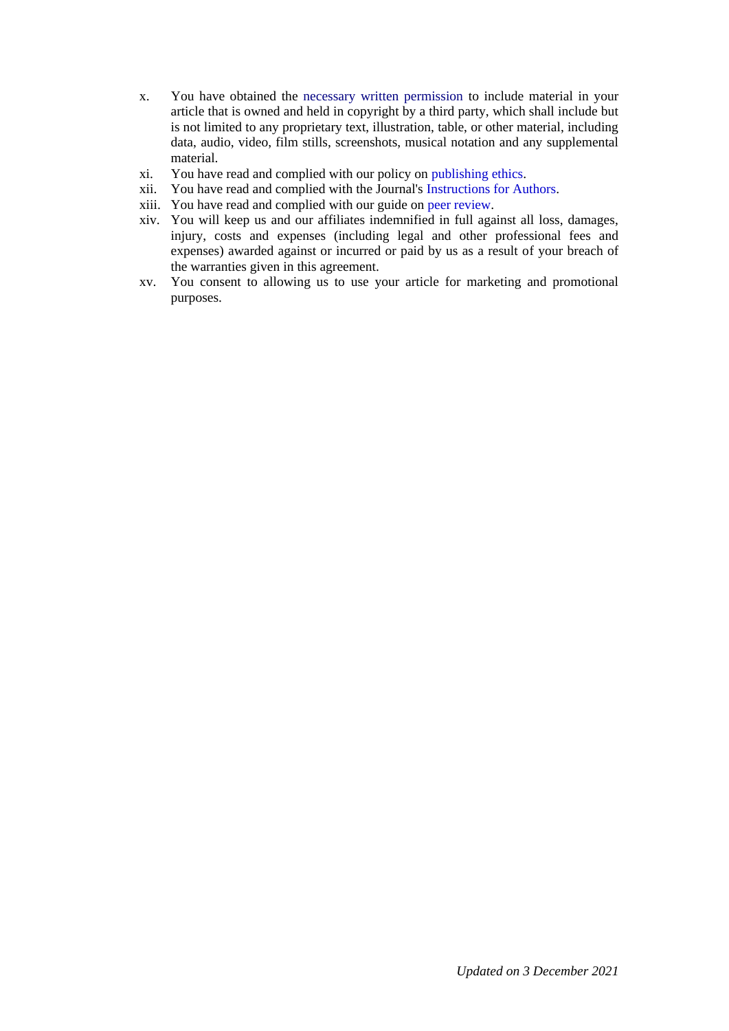x. You have obtained the necessary written permission to include material in your article that is owned and held in copyright by a third party, which shall include but is not limited to any proprietary text, illustration, table, or other material, including data, audio, video, film stills, screenshots, musical notation and any supplemental material.
xi. You have read and complied with our policy on publishing ethics.
xii. You have read and complied with the Journal's Instructions for Authors.
xiii. You have read and complied with our guide on peer review.
xiv. You will keep us and our affiliates indemnified in full against all loss, damages, injury, costs and expenses (including legal and other professional fees and expenses) awarded against or incurred or paid by us as a result of your breach of the warranties given in this agreement.
xv. You consent to allowing us to use your article for marketing and promotional purposes.

*Updated on 3 December 2021*